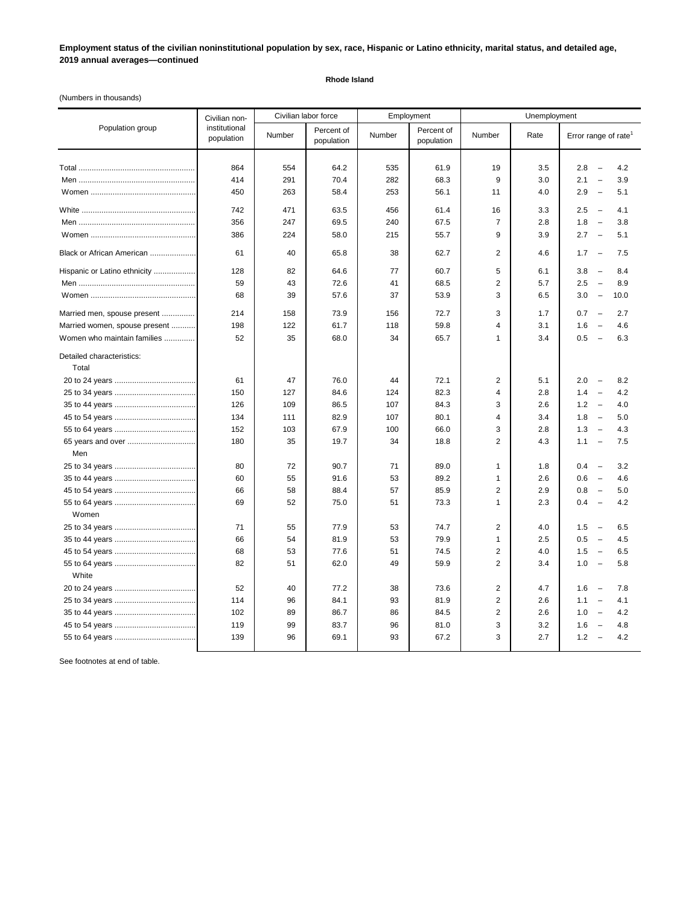**Employment status of the civilian noninstitutional population by sex, race, Hispanic or Latino ethnicity, marital status, and detailed age, 2019 annual averages—continued**

**Rhode Island**

(Numbers in thousands)

| Population group | Civilian non-institutional population | Civilian labor force | | Employment | | Unemployment | | |
|---|---|---|---|---|---|---|---|---|
| | | Number | Percent of population | Number | Percent of population | Number | Rate | Error range of rate[1] |
| Total | 864 | 554 | 64.2 | 535 | 61.9 | 19 | 3.5 | 2.8 – 4.2 |
| Men | 414 | 291 | 70.4 | 282 | 68.3 | 9 | 3.0 | 2.1 – 3.9 |
| Women | 450 | 263 | 58.4 | 253 | 56.1 | 11 | 4.0 | 2.9 – 5.1 |
| White | 742 | 471 | 63.5 | 456 | 61.4 | 16 | 3.3 | 2.5 – 4.1 |
| Men | 356 | 247 | 69.5 | 240 | 67.5 | 7 | 2.8 | 1.8 – 3.8 |
| Women | 386 | 224 | 58.0 | 215 | 55.7 | 9 | 3.9 | 2.7 – 5.1 |
| Black or African American | 61 | 40 | 65.8 | 38 | 62.7 | 2 | 4.6 | 1.7 – 7.5 |
| Hispanic or Latino ethnicity | 128 | 82 | 64.6 | 77 | 60.7 | 5 | 6.1 | 3.8 – 8.4 |
| Men | 59 | 43 | 72.6 | 41 | 68.5 | 2 | 5.7 | 2.5 – 8.9 |
| Women | 68 | 39 | 57.6 | 37 | 53.9 | 3 | 6.5 | 3.0 – 10.0 |
| Married men, spouse present | 214 | 158 | 73.9 | 156 | 72.7 | 3 | 1.7 | 0.7 – 2.7 |
| Married women, spouse present | 198 | 122 | 61.7 | 118 | 59.8 | 4 | 3.1 | 1.6 – 4.6 |
| Women who maintain families | 52 | 35 | 68.0 | 34 | 65.7 | 1 | 3.4 | 0.5 – 6.3 |
| Detailed characteristics: | | | | | | | | |
| Total | | | | | | | | |
| 20 to 24 years | 61 | 47 | 76.0 | 44 | 72.1 | 2 | 5.1 | 2.0 – 8.2 |
| 25 to 34 years | 150 | 127 | 84.6 | 124 | 82.3 | 4 | 2.8 | 1.4 – 4.2 |
| 35 to 44 years | 126 | 109 | 86.5 | 107 | 84.3 | 3 | 2.6 | 1.2 – 4.0 |
| 45 to 54 years | 134 | 111 | 82.9 | 107 | 80.1 | 4 | 3.4 | 1.8 – 5.0 |
| 55 to 64 years | 152 | 103 | 67.9 | 100 | 66.0 | 3 | 2.8 | 1.3 – 4.3 |
| 65 years and over | 180 | 35 | 19.7 | 34 | 18.8 | 2 | 4.3 | 1.1 – 7.5 |
| Men | | | | | | | | |
| 25 to 34 years | 80 | 72 | 90.7 | 71 | 89.0 | 1 | 1.8 | 0.4 – 3.2 |
| 35 to 44 years | 60 | 55 | 91.6 | 53 | 89.2 | 1 | 2.6 | 0.6 – 4.6 |
| 45 to 54 years | 66 | 58 | 88.4 | 57 | 85.9 | 2 | 2.9 | 0.8 – 5.0 |
| 55 to 64 years | 69 | 52 | 75.0 | 51 | 73.3 | 1 | 2.3 | 0.4 – 4.2 |
| Women | | | | | | | | |
| 25 to 34 years | 71 | 55 | 77.9 | 53 | 74.7 | 2 | 4.0 | 1.5 – 6.5 |
| 35 to 44 years | 66 | 54 | 81.9 | 53 | 79.9 | 1 | 2.5 | 0.5 – 4.5 |
| 45 to 54 years | 68 | 53 | 77.6 | 51 | 74.5 | 2 | 4.0 | 1.5 – 6.5 |
| 55 to 64 years | 82 | 51 | 62.0 | 49 | 59.9 | 2 | 3.4 | 1.0 – 5.8 |
| White | | | | | | | | |
| 20 to 24 years | 52 | 40 | 77.2 | 38 | 73.6 | 2 | 4.7 | 1.6 – 7.8 |
| 25 to 34 years | 114 | 96 | 84.1 | 93 | 81.9 | 2 | 2.6 | 1.1 – 4.1 |
| 35 to 44 years | 102 | 89 | 86.7 | 86 | 84.5 | 2 | 2.6 | 1.0 – 4.2 |
| 45 to 54 years | 119 | 99 | 83.7 | 96 | 81.0 | 3 | 3.2 | 1.6 – 4.8 |
| 55 to 64 years | 139 | 96 | 69.1 | 93 | 67.2 | 3 | 2.7 | 1.2 – 4.2 |

See footnotes at end of table.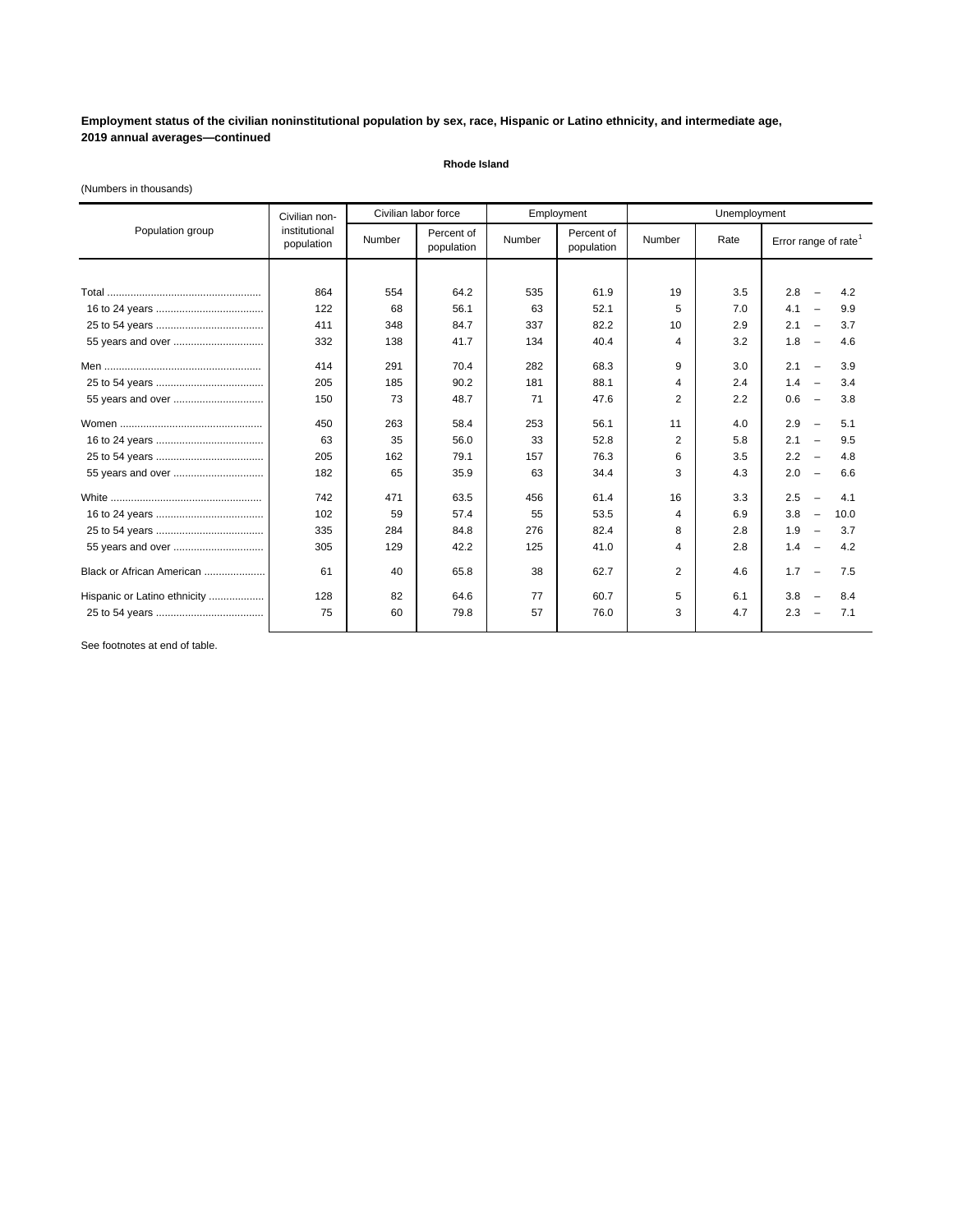**Employment status of the civilian noninstitutional population by sex, race, Hispanic or Latino ethnicity, and intermediate age, 2019 annual averages—continued**

**Rhode Island**

(Numbers in thousands)

| Population group | Civilian non-institutional population | Civilian labor force | | Employment | | Unemployment | | |
|---|---|---|---|---|---|---|---|---|
| | | Number | Percent of population | Number | Percent of population | Number | Rate | Error range of rate[1] |
| Total | 864 | 554 | 64.2 | 535 | 61.9 | 19 | 3.5 | 2.8 – 4.2 |
| 16 to 24 years | 122 | 68 | 56.1 | 63 | 52.1 | 5 | 7.0 | 4.1 – 9.9 |
| 25 to 54 years | 411 | 348 | 84.7 | 337 | 82.2 | 10 | 2.9 | 2.1 – 3.7 |
| 55 years and over | 332 | 138 | 41.7 | 134 | 40.4 | 4 | 3.2 | 1.8 – 4.6 |
| Men | 414 | 291 | 70.4 | 282 | 68.3 | 9 | 3.0 | 2.1 – 3.9 |
| 25 to 54 years | 205 | 185 | 90.2 | 181 | 88.1 | 4 | 2.4 | 1.4 – 3.4 |
| 55 years and over | 150 | 73 | 48.7 | 71 | 47.6 | 2 | 2.2 | 0.6 – 3.8 |
| Women | 450 | 263 | 58.4 | 253 | 56.1 | 11 | 4.0 | 2.9 – 5.1 |
| 16 to 24 years | 63 | 35 | 56.0 | 33 | 52.8 | 2 | 5.8 | 2.1 – 9.5 |
| 25 to 54 years | 205 | 162 | 79.1 | 157 | 76.3 | 6 | 3.5 | 2.2 – 4.8 |
| 55 years and over | 182 | 65 | 35.9 | 63 | 34.4 | 3 | 4.3 | 2.0 – 6.6 |
| White | 742 | 471 | 63.5 | 456 | 61.4 | 16 | 3.3 | 2.5 – 4.1 |
| 16 to 24 years | 102 | 59 | 57.4 | 55 | 53.5 | 4 | 6.9 | 3.8 – 10.0 |
| 25 to 54 years | 335 | 284 | 84.8 | 276 | 82.4 | 8 | 2.8 | 1.9 – 3.7 |
| 55 years and over | 305 | 129 | 42.2 | 125 | 41.0 | 4 | 2.8 | 1.4 – 4.2 |
| Black or African American | 61 | 40 | 65.8 | 38 | 62.7 | 2 | 4.6 | 1.7 – 7.5 |
| Hispanic or Latino ethnicity | 128 | 82 | 64.6 | 77 | 60.7 | 5 | 6.1 | 3.8 – 8.4 |
| 25 to 54 years | 75 | 60 | 79.8 | 57 | 76.0 | 3 | 4.7 | 2.3 – 7.1 |

See footnotes at end of table.